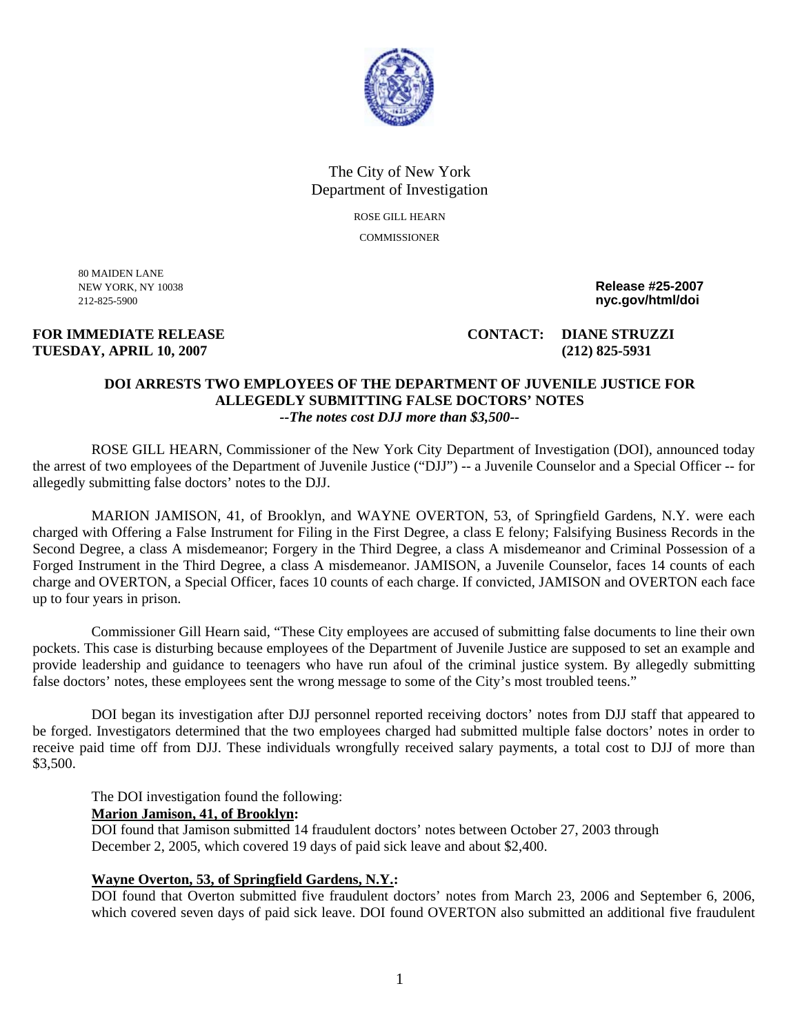The City of New York
Department of Investigation

ROSE GILL HEARN
COMMISSIONER

80 MAIDEN LANE
NEW YORK, NY 10038
212-825-5900

**Release #25-2007**
**nyc.gov/html/doi**

**FOR IMMEDIATE RELEASE**
**TUESDAY, APRIL 10, 2007**

**CONTACT: DIANE STRUZZI**
**(212) 825-5931**

## DOI ARRESTS TWO EMPLOYEES OF THE DEPARTMENT OF JUVENILE JUSTICE FOR ALLEGEDLY SUBMITTING FALSE DOCTORS' NOTES

***--The notes cost DJJ more than $3,500--***

ROSE GILL HEARN, Commissioner of the New York City Department of Investigation (DOI), announced today the arrest of two employees of the Department of Juvenile Justice ("DJJ") -- a Juvenile Counselor and a Special Officer -- for allegedly submitting false doctors' notes to the DJJ.

MARION JAMISON, 41, of Brooklyn, and WAYNE OVERTON, 53, of Springfield Gardens, N.Y. were each charged with Offering a False Instrument for Filing in the First Degree, a class E felony; Falsifying Business Records in the Second Degree, a class A misdemeanor; Forgery in the Third Degree, a class A misdemeanor and Criminal Possession of a Forged Instrument in the Third Degree, a class A misdemeanor. JAMISON, a Juvenile Counselor, faces 14 counts of each charge and OVERTON, a Special Officer, faces 10 counts of each charge. If convicted, JAMISON and OVERTON each face up to four years in prison.

Commissioner Gill Hearn said, "These City employees are accused of submitting false documents to line their own pockets. This case is disturbing because employees of the Department of Juvenile Justice are supposed to set an example and provide leadership and guidance to teenagers who have run afoul of the criminal justice system. By allegedly submitting false doctors' notes, these employees sent the wrong message to some of the City's most troubled teens."

DOI began its investigation after DJJ personnel reported receiving doctors' notes from DJJ staff that appeared to be forged. Investigators determined that the two employees charged had submitted multiple false doctors' notes in order to receive paid time off from DJJ. These individuals wrongfully received salary payments, a total cost to DJJ of more than $3,500.

The DOI investigation found the following:

**Marion Jamison, 41, of Brooklyn:**
DOI found that Jamison submitted 14 fraudulent doctors' notes between October 27, 2003 through December 2, 2005, which covered 19 days of paid sick leave and about $2,400.

**Wayne Overton, 53, of Springfield Gardens, N.Y.:**
DOI found that Overton submitted five fraudulent doctors' notes from March 23, 2006 and September 6, 2006, which covered seven days of paid sick leave. DOI found OVERTON also submitted an additional five fraudulent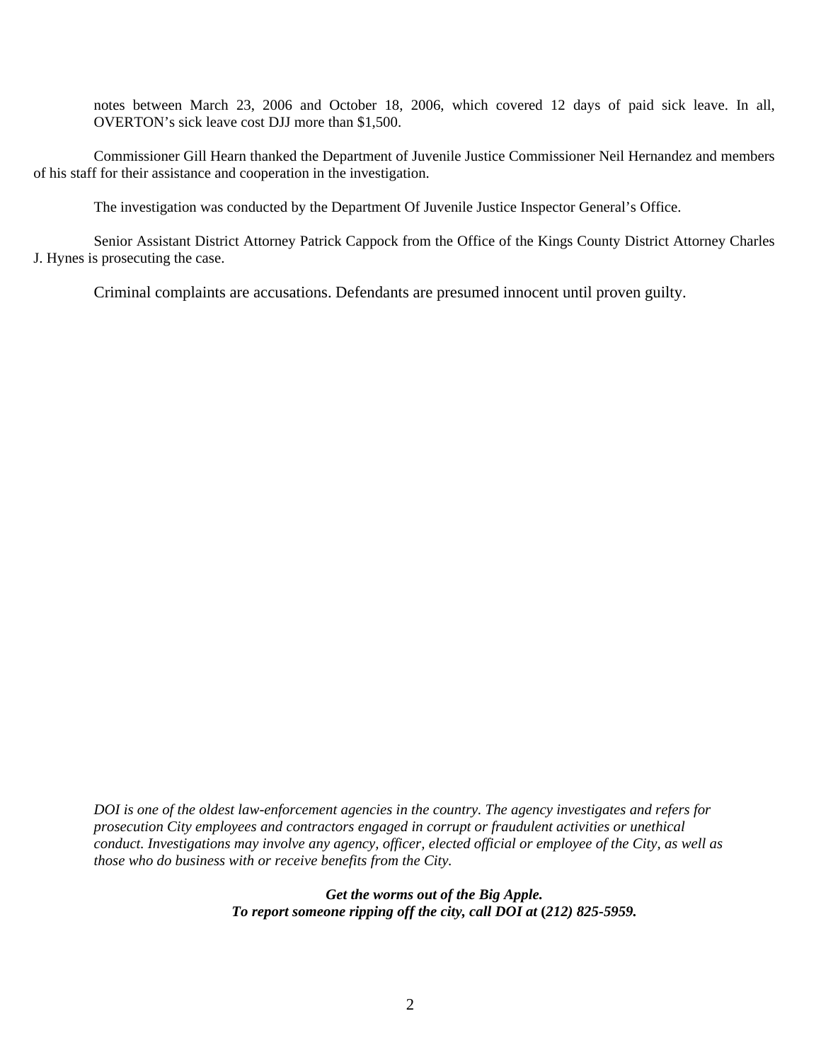notes between March 23, 2006 and October 18, 2006, which covered 12 days of paid sick leave. In all, OVERTON's sick leave cost DJJ more than $1,500.

Commissioner Gill Hearn thanked the Department of Juvenile Justice Commissioner Neil Hernandez and members of his staff for their assistance and cooperation in the investigation.

The investigation was conducted by the Department Of Juvenile Justice Inspector General's Office.

Senior Assistant District Attorney Patrick Cappock from the Office of the Kings County District Attorney Charles J. Hynes is prosecuting the case.

Criminal complaints are accusations. Defendants are presumed innocent until proven guilty.

*DOI is one of the oldest law-enforcement agencies in the country. The agency investigates and refers for prosecution City employees and contractors engaged in corrupt or fraudulent activities or unethical conduct. Investigations may involve any agency, officer, elected official or employee of the City, as well as those who do business with or receive benefits from the City.*

***Get the worms out of the Big Apple.***
***To report someone ripping off the city, call DOI at (212) 825-5959.***